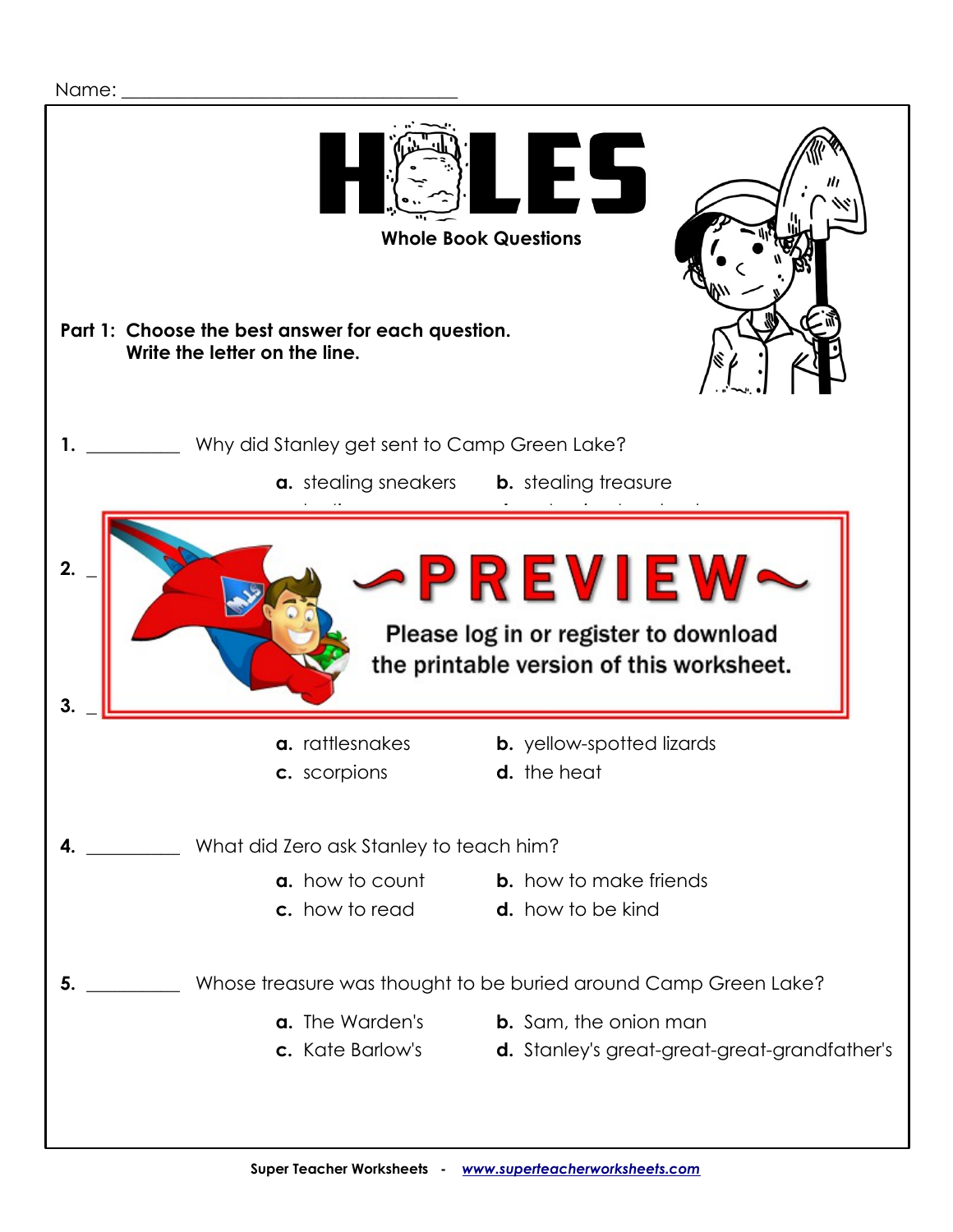Name: ___________________________________

# HOLES

**Whole Book Questions**

**Part 1: Choose the best answer for each question. Write the letter on the line.**

1. __________ Why did Stanley get sent to Camp Green Lake?

   **a.** stealing sneakers **b.** stealing treasure

~PREVIEW~

Please log in or register to download the printable version of this worksheet.

2. _

3. _

   **a.** rattlesnakes **b.** yellow-spotted lizards
   **c.** scorpions **d.** the heat

4. __________ What did Zero ask Stanley to teach him?

   **a.** how to count **b.** how to make friends
   **c.** how to read **d.** how to be kind

5. __________ Whose treasure was thought to be buried around Camp Green Lake?

   **a.** The Warden's **b.** Sam, the onion man
   **c.** Kate Barlow's **d.** Stanley's great-great-great-grandfather's

Super Teacher Worksheets - www.superteacherworksheets.com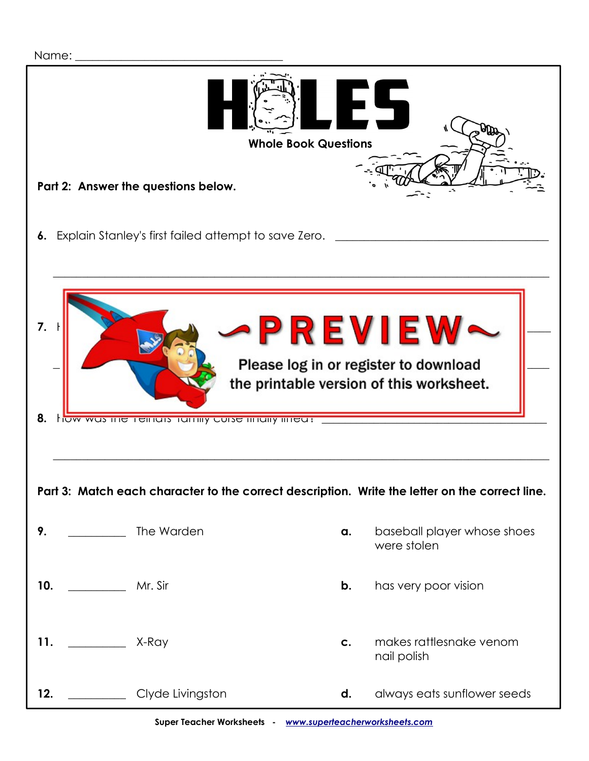Name: ___________________________________

# HOLES

**Whole Book Questions**

**Part 2: Answer the questions below.**

**6.** Explain Stanley's first failed attempt to save Zero. ______________________________________

______________________________________________________________________________

**7.** H

**8.** How was the Yelnats' family curse finally lifted? ______________________________________

______________________________________________________________________________

**Part 3: Match each character to the correct description. Write the letter on the correct line.**

**9.** __________ The Warden

**10.** __________ Mr. Sir

**11.** __________ X-Ray

**12.** __________ Clyde Livingston

**a.** baseball player whose shoes were stolen

**b.** has very poor vision

**c.** makes rattlesnake venom nail polish

**d.** always eats sunflower seeds